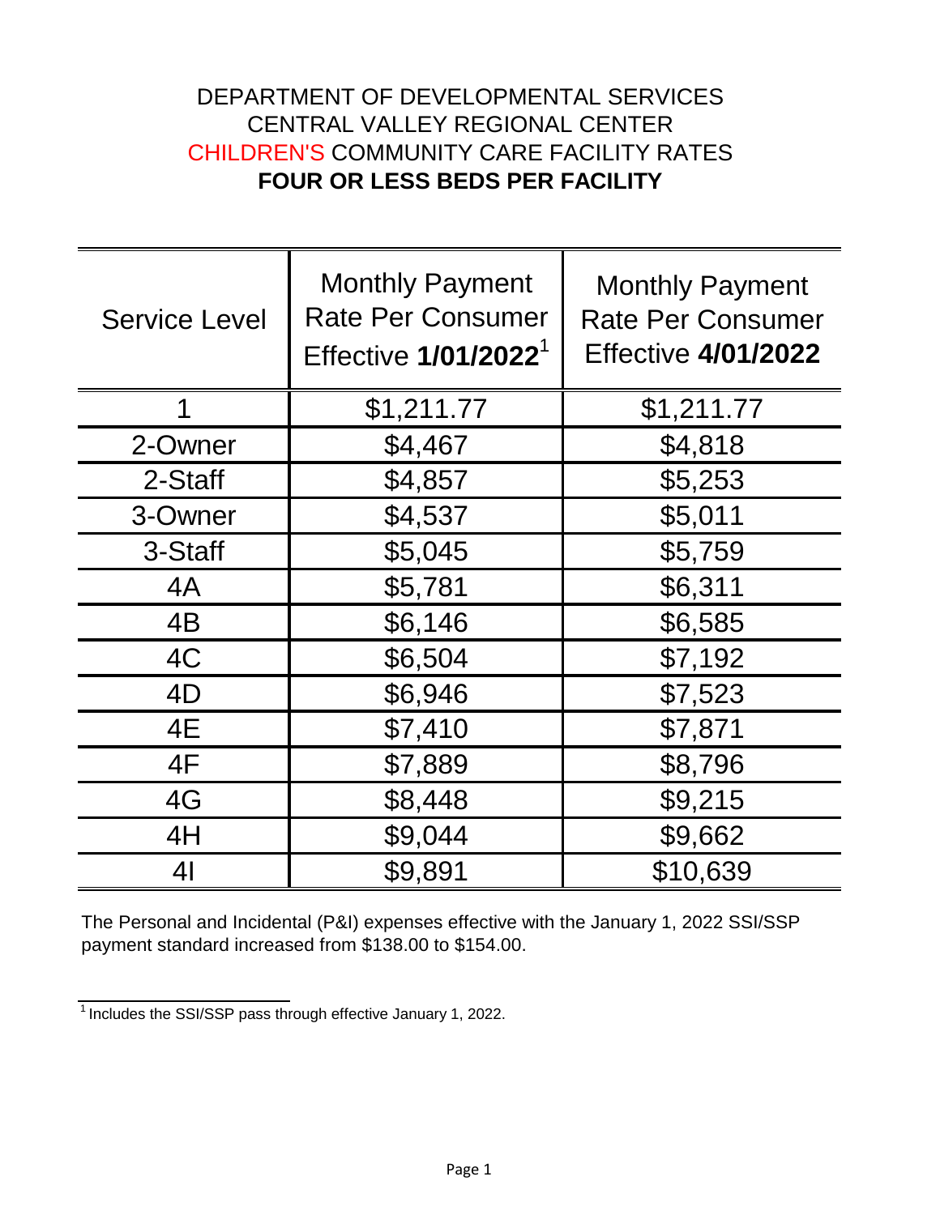# DEPARTMENT OF DEVELOPMENTAL SERVICES
# CENTRAL VALLEY REGIONAL CENTER
# CHILDREN'S COMMUNITY CARE FACILITY RATES
# **FOUR OR LESS BEDS PER FACILITY**

| Service Level | Monthly Payment Rate Per Consumer Effective **1/01/2022**[1] | Monthly Payment Rate Per Consumer Effective **4/01/2022** |
|---|---|---|
| 1 | $1,211.77 | $1,211.77 |
| 2-Owner | $4,467 | $4,818 |
| 2-Staff | $4,857 | $5,253 |
| 3-Owner | $4,537 | $5,011 |
| 3-Staff | $5,045 | $5,759 |
| 4A | $5,781 | $6,311 |
| 4B | $6,146 | $6,585 |
| 4C | $6,504 | $7,192 |
| 4D | $6,946 | $7,523 |
| 4E | $7,410 | $7,871 |
| 4F | $7,889 | $8,796 |
| 4G | $8,448 | $9,215 |
| 4H | $9,044 | $9,662 |
| 4I | $9,891 | $10,639 |

The Personal and Incidental (P&I) expenses effective with the January 1, 2022 SSI/SSP payment standard increased from $138.00 to $154.00.

[1] Includes the SSI/SSP pass through effective January 1, 2022.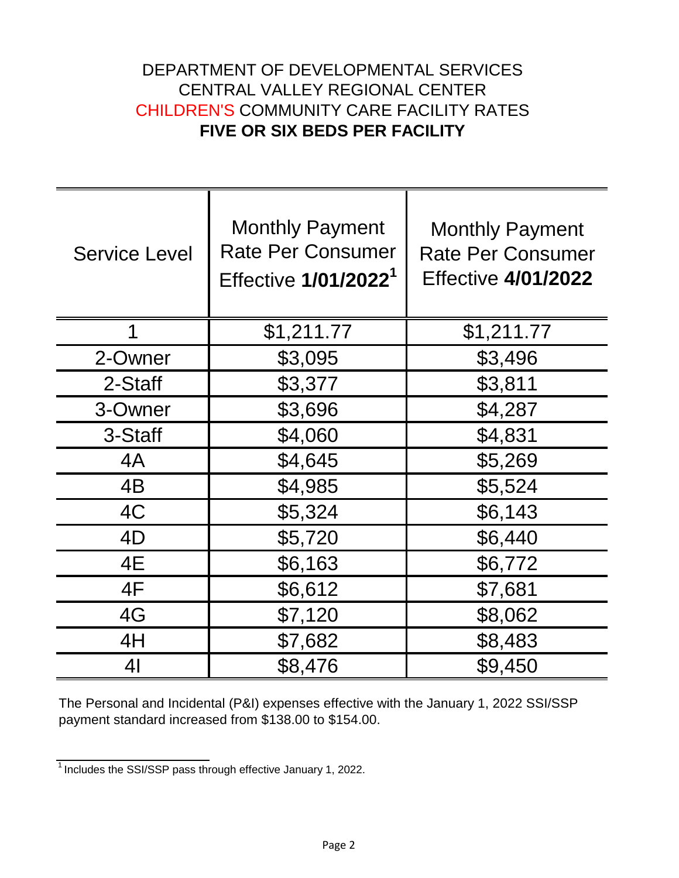# DEPARTMENT OF DEVELOPMENTAL SERVICES
# CENTRAL VALLEY REGIONAL CENTER
# CHILDREN'S COMMUNITY CARE FACILITY RATES
# **FIVE OR SIX BEDS PER FACILITY**

| Service Level | Monthly Payment Rate Per Consumer Effective **1/01/2022**[1] | Monthly Payment Rate Per Consumer Effective **4/01/2022** |
|---|---|---|
| 1 | $1,211.77 | $1,211.77 |
| 2-Owner | $3,095 | $3,496 |
| 2-Staff | $3,377 | $3,811 |
| 3-Owner | $3,696 | $4,287 |
| 3-Staff | $4,060 | $4,831 |
| 4A | $4,645 | $5,269 |
| 4B | $4,985 | $5,524 |
| 4C | $5,324 | $6,143 |
| 4D | $5,720 | $6,440 |
| 4E | $6,163 | $6,772 |
| 4F | $6,612 | $7,681 |
| 4G | $7,120 | $8,062 |
| 4H | $7,682 | $8,483 |
| 4I | $8,476 | $9,450 |

The Personal and Incidental (P&I) expenses effective with the January 1, 2022 SSI/SSP payment standard increased from $138.00 to $154.00.

---

[1] Includes the SSI/SSP pass through effective January 1, 2022.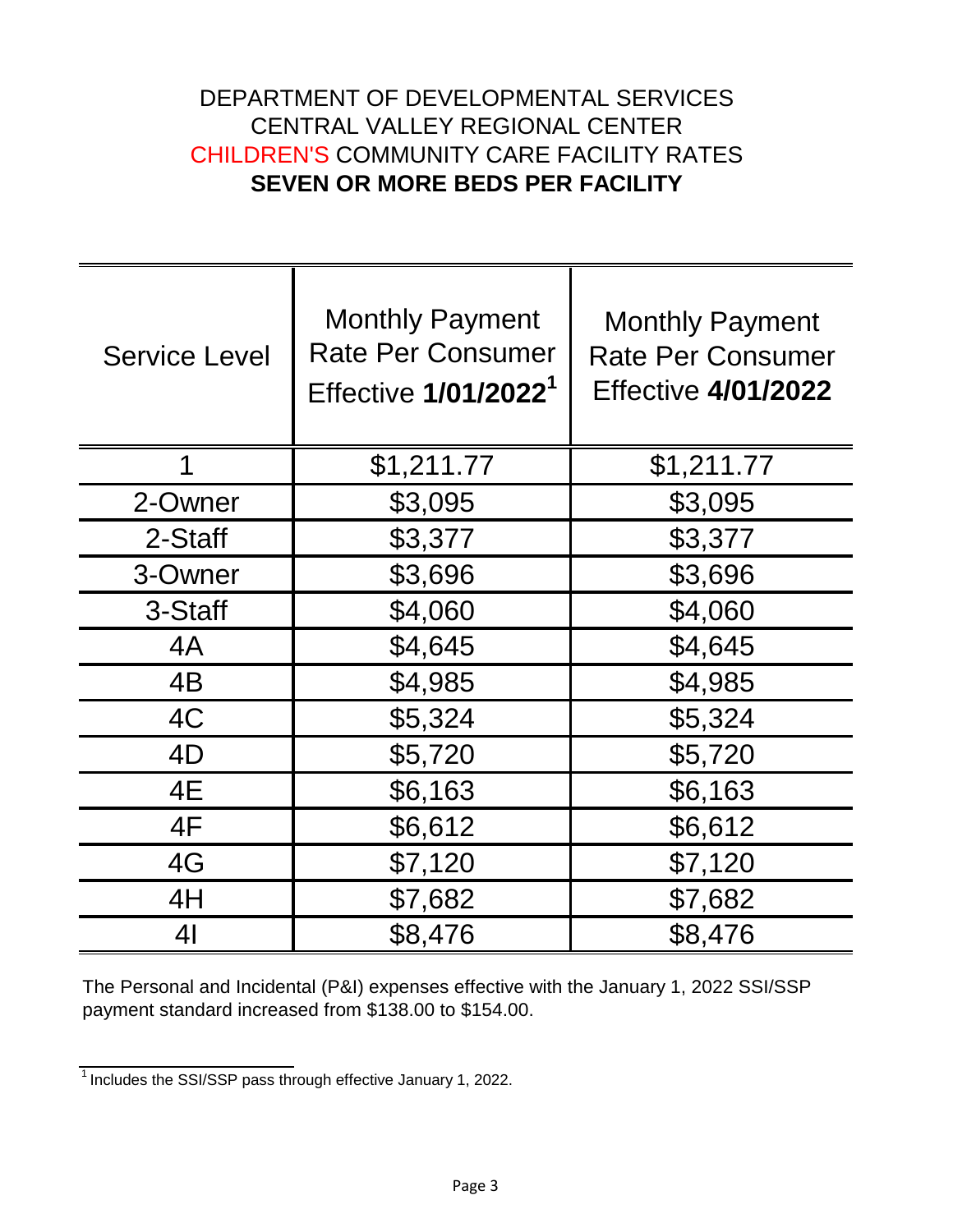DEPARTMENT OF DEVELOPMENTAL SERVICES
CENTRAL VALLEY REGIONAL CENTER
CHILDREN'S COMMUNITY CARE FACILITY RATES
**SEVEN OR MORE BEDS PER FACILITY**

| Service Level | Monthly Payment Rate Per Consumer Effective **1/01/2022**[1] | Monthly Payment Rate Per Consumer Effective **4/01/2022** |
|---|---|---|
| 1 | $1,211.77 | $1,211.77 |
| 2-Owner | $3,095 | $3,095 |
| 2-Staff | $3,377 | $3,377 |
| 3-Owner | $3,696 | $3,696 |
| 3-Staff | $4,060 | $4,060 |
| 4A | $4,645 | $4,645 |
| 4B | $4,985 | $4,985 |
| 4C | $5,324 | $5,324 |
| 4D | $5,720 | $5,720 |
| 4E | $6,163 | $6,163 |
| 4F | $6,612 | $6,612 |
| 4G | $7,120 | $7,120 |
| 4H | $7,682 | $7,682 |
| 4I | $8,476 | $8,476 |

The Personal and Incidental (P&I) expenses effective with the January 1, 2022 SSI/SSP payment standard increased from $138.00 to $154.00.

[1] Includes the SSI/SSP pass through effective January 1, 2022.